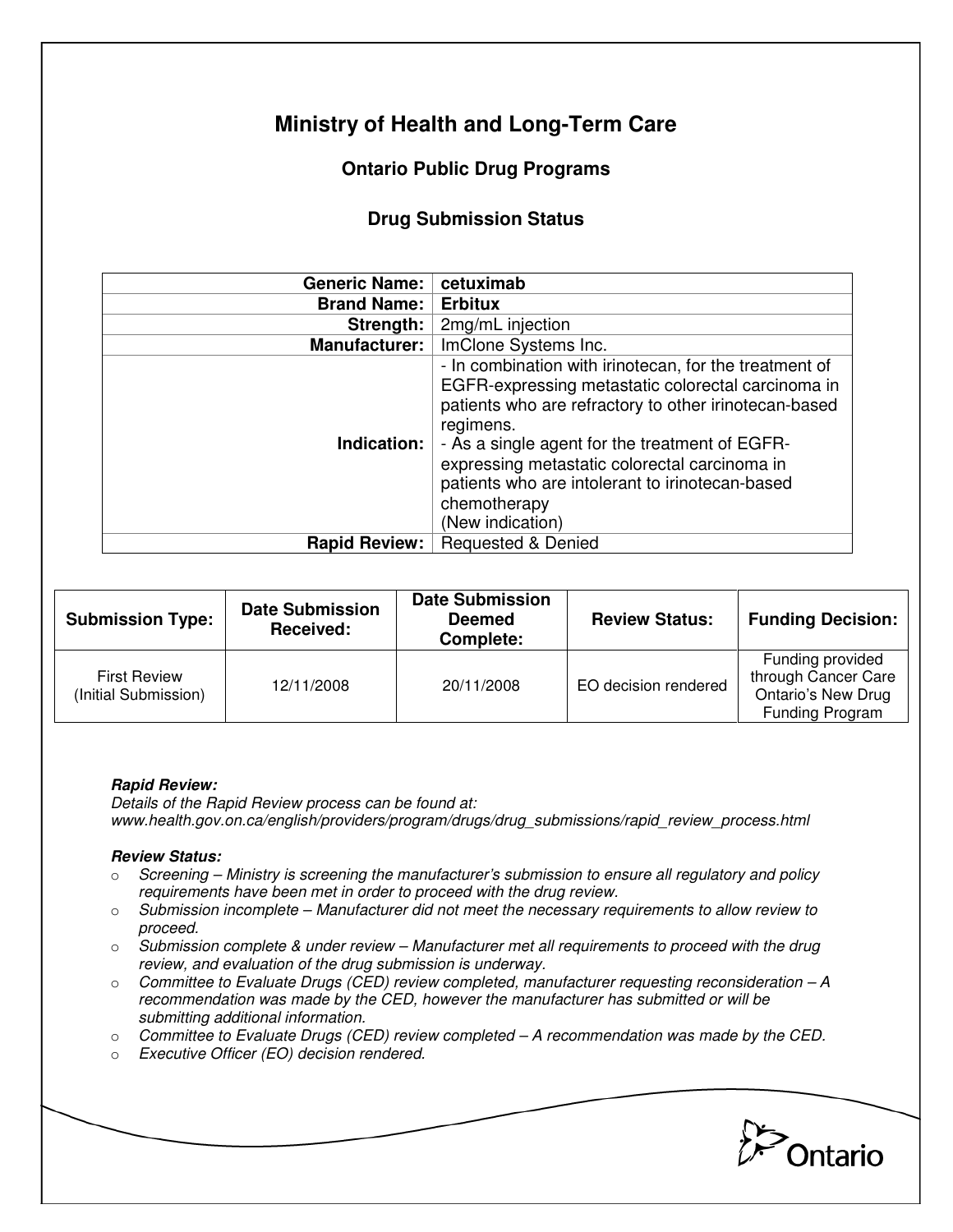# Ministry of Health and Long-Term Care

## Ontario Public Drug Programs

### Drug Submission Status

| | |
|---|---|
| **Generic Name:** | **cetuximab** |
| **Brand Name:** | **Erbitux** |
| **Strength:** | 2mg/mL injection |
| **Manufacturer:** | ImClone Systems Inc. |
| **Indication:** | - In combination with irinotecan, for the treatment of EGFR-expressing metastatic colorectal carcinoma in patients who are refractory to other irinotecan-based regimens.<br>- As a single agent for the treatment of EGFR-expressing metastatic colorectal carcinoma in patients who are intolerant to irinotecan-based chemotherapy<br>(New indication) |
| **Rapid Review:** | Requested & Denied |

| Submission Type: | Date Submission Received: | Date Submission Deemed Complete: | Review Status: | Funding Decision: |
|---|---|---|---|---|
| First Review (Initial Submission) | 12/11/2008 | 20/11/2008 | EO decision rendered | Funding provided through Cancer Care Ontario's New Drug Funding Program |

***Rapid Review:***
*Details of the Rapid Review process can be found at:*
*www.health.gov.on.ca/english/providers/program/drugs/drug_submissions/rapid_review_process.html*

***Review Status:***

- *Screening – Ministry is screening the manufacturer's submission to ensure all regulatory and policy requirements have been met in order to proceed with the drug review.*
- *Submission incomplete – Manufacturer did not meet the necessary requirements to allow review to proceed.*
- *Submission complete & under review – Manufacturer met all requirements to proceed with the drug review, and evaluation of the drug submission is underway.*
- *Committee to Evaluate Drugs (CED) review completed, manufacturer requesting reconsideration – A recommendation was made by the CED, however the manufacturer has submitted or will be submitting additional information.*
- *Committee to Evaluate Drugs (CED) review completed – A recommendation was made by the CED.*
- *Executive Officer (EO) decision rendered.*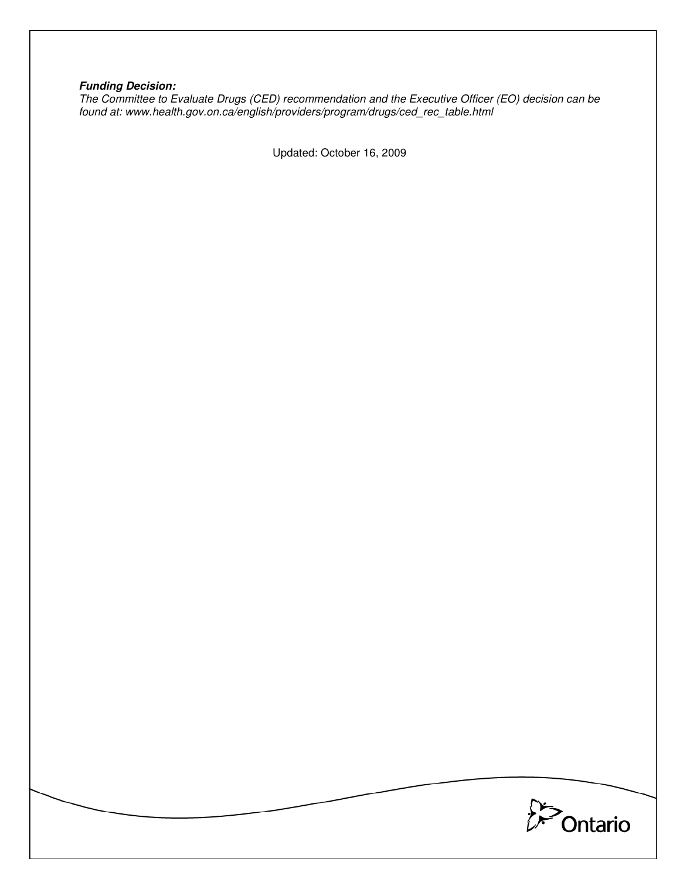***Funding Decision:***

*The Committee to Evaluate Drugs (CED) recommendation and the Executive Officer (EO) decision can be found at: www.health.gov.on.ca/english/providers/program/drugs/ced_rec_table.html*

Updated: October 16, 2009